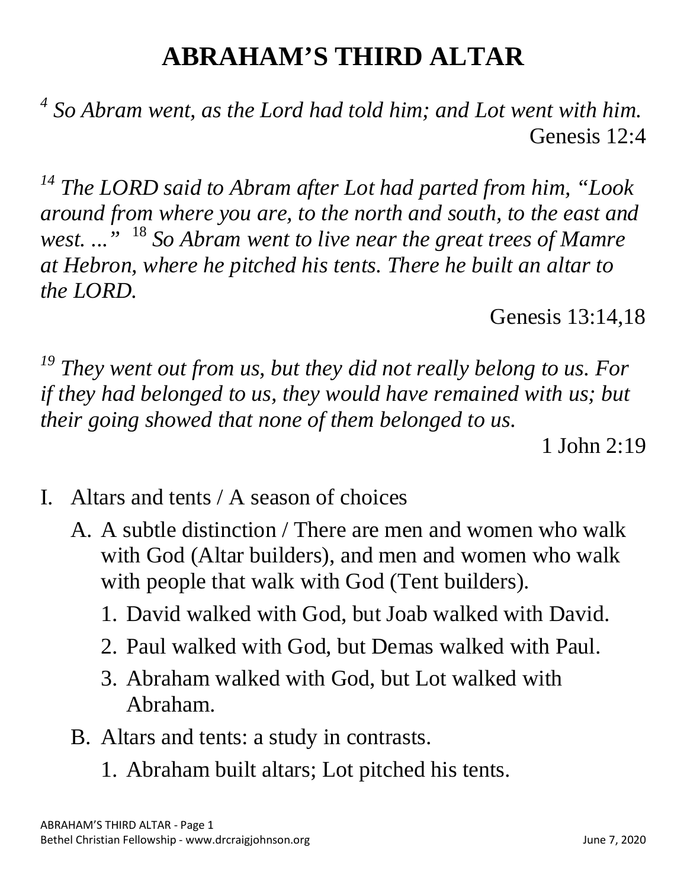# ABRAHAM'S THIRD ALTAR

*[4] So Abram went, as the Lord had told him; and Lot went with him.*
Genesis 12:4

*[14] The LORD said to Abram after Lot had parted from him, "Look around from where you are, to the north and south, to the east and west. ..."* [18] *So Abram went to live near the great trees of Mamre at Hebron, where he pitched his tents. There he built an altar to the LORD.*
Genesis 13:14,18

*[19] They went out from us, but they did not really belong to us. For if they had belonged to us, they would have remained with us; but their going showed that none of them belonged to us.*
1 John 2:19

I. Altars and tents / A season of choices

   A. A subtle distinction / There are men and women who walk with God (Altar builders), and men and women who walk with people that walk with God (Tent builders).

      1. David walked with God, but Joab walked with David.
      2. Paul walked with God, but Demas walked with Paul.
      3. Abraham walked with God, but Lot walked with Abraham.

   B. Altars and tents: a study in contrasts.

      1. Abraham built altars; Lot pitched his tents.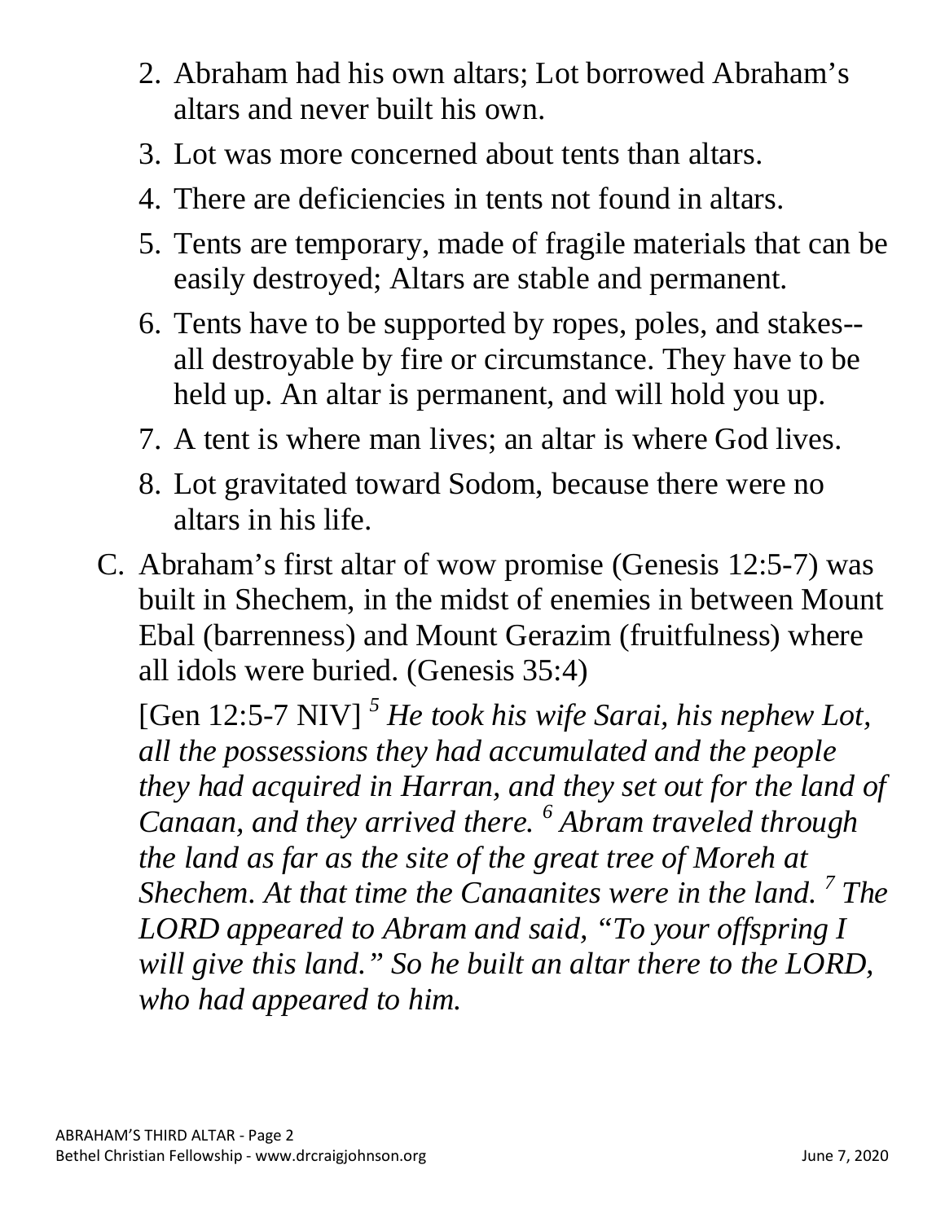2. Abraham had his own altars; Lot borrowed Abraham's altars and never built his own.
3. Lot was more concerned about tents than altars.
4. There are deficiencies in tents not found in altars.
5. Tents are temporary, made of fragile materials that can be easily destroyed; Altars are stable and permanent.
6. Tents have to be supported by ropes, poles, and stakes--all destroyable by fire or circumstance. They have to be held up. An altar is permanent, and will hold you up.
7. A tent is where man lives; an altar is where God lives.
8. Lot gravitated toward Sodom, because there were no altars in his life.

C. Abraham's first altar of wow promise (Genesis 12:5-7) was built in Shechem, in the midst of enemies in between Mount Ebal (barrenness) and Mount Gerazim (fruitfulness) where all idols were buried. (Genesis 35:4)

[Gen 12:5-7 NIV] [5] *He took his wife Sarai, his nephew Lot, all the possessions they had accumulated and the people they had acquired in Harran, and they set out for the land of Canaan, and they arrived there.* [6] *Abram traveled through the land as far as the site of the great tree of Moreh at Shechem. At that time the Canaanites were in the land.* [7] *The LORD appeared to Abram and said, "To your offspring I will give this land." So he built an altar there to the LORD, who had appeared to him.*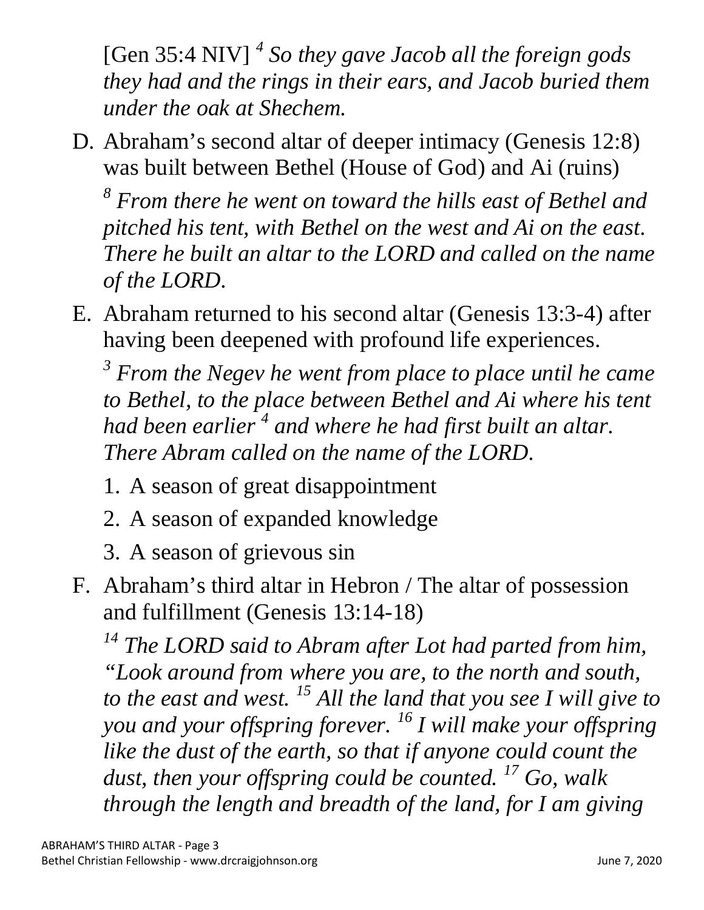[Gen 35:4 NIV] [4] *So they gave Jacob all the foreign gods they had and the rings in their ears, and Jacob buried them under the oak at Shechem.*

D. Abraham's second altar of deeper intimacy (Genesis 12:8) was built between Bethel (House of God) and Ai (ruins)

   [8] *From there he went on toward the hills east of Bethel and pitched his tent, with Bethel on the west and Ai on the east. There he built an altar to the LORD and called on the name of the LORD.*

E. Abraham returned to his second altar (Genesis 13:3-4) after having been deepened with profound life experiences.

   [3] *From the Negev he went from place to place until he came to Bethel, to the place between Bethel and Ai where his tent had been earlier* [4] *and where he had first built an altar. There Abram called on the name of the LORD.*

   1. A season of great disappointment
   2. A season of expanded knowledge
   3. A season of grievous sin

F. Abraham's third altar in Hebron / The altar of possession and fulfillment (Genesis 13:14-18)

   [14] *The LORD said to Abram after Lot had parted from him, "Look around from where you are, to the north and south, to the east and west.* [15] *All the land that you see I will give to you and your offspring forever.* [16] *I will make your offspring like the dust of the earth, so that if anyone could count the dust, then your offspring could be counted.* [17] *Go, walk through the length and breadth of the land, for I am giving*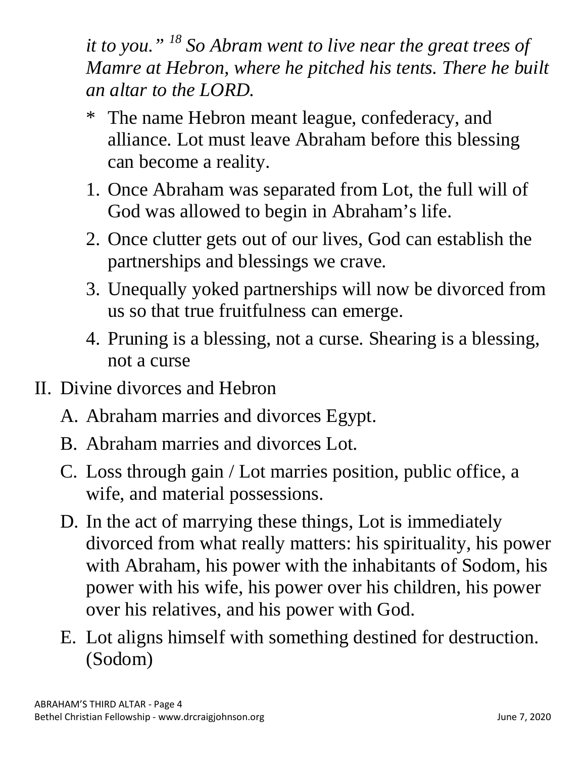*it to you." [18] So Abram went to live near the great trees of Mamre at Hebron, where he pitched his tents. There he built an altar to the LORD.*

- \* The name Hebron meant league, confederacy, and alliance. Lot must leave Abraham before this blessing can become a reality.

1. Once Abraham was separated from Lot, the full will of God was allowed to begin in Abraham's life.
2. Once clutter gets out of our lives, God can establish the partnerships and blessings we crave.
3. Unequally yoked partnerships will now be divorced from us so that true fruitfulness can emerge.
4. Pruning is a blessing, not a curse. Shearing is a blessing, not a curse

II. Divine divorces and Hebron

A. Abraham marries and divorces Egypt.

B. Abraham marries and divorces Lot.

C. Loss through gain / Lot marries position, public office, a wife, and material possessions.

D. In the act of marrying these things, Lot is immediately divorced from what really matters: his spirituality, his power with Abraham, his power with the inhabitants of Sodom, his power with his wife, his power over his children, his power over his relatives, and his power with God.

E. Lot aligns himself with something destined for destruction. (Sodom)